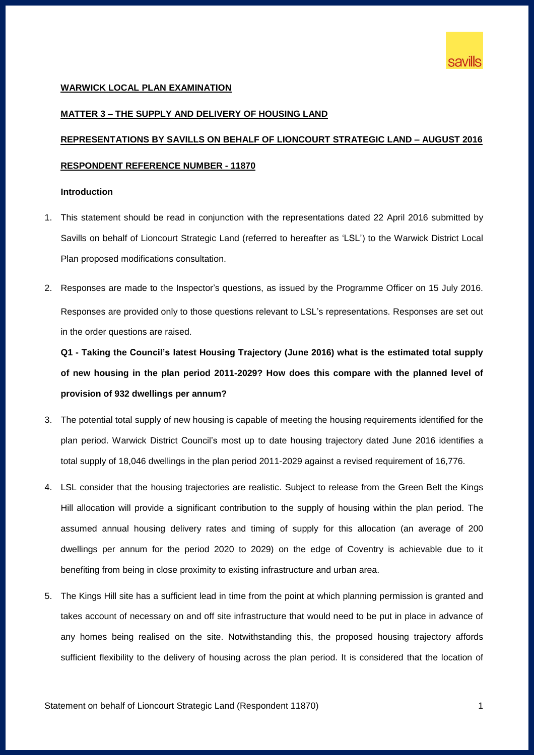**WARWICK LOCAL PLAN EXAMINATION**

**MATTER 3 – THE SUPPLY AND DELIVERY OF HOUSING LAND**

**REPRESENTATIONS BY SAVILLS ON BEHALF OF LIONCOURT STRATEGIC LAND – AUGUST 2016**

**RESPONDENT REFERENCE NUMBER - 11870**

**Introduction**

1. This statement should be read in conjunction with the representations dated 22 April 2016 submitted by Savills on behalf of Lioncourt Strategic Land (referred to hereafter as 'LSL') to the Warwick District Local Plan proposed modifications consultation.

2. Responses are made to the Inspector's questions, as issued by the Programme Officer on 15 July 2016. Responses are provided only to those questions relevant to LSL's representations. Responses are set out in the order questions are raised.

**Q1 - Taking the Council's latest Housing Trajectory (June 2016) what is the estimated total supply of new housing in the plan period 2011-2029? How does this compare with the planned level of provision of 932 dwellings per annum?**

3. The potential total supply of new housing is capable of meeting the housing requirements identified for the plan period. Warwick District Council's most up to date housing trajectory dated June 2016 identifies a total supply of 18,046 dwellings in the plan period 2011-2029 against a revised requirement of 16,776.

4. LSL consider that the housing trajectories are realistic. Subject to release from the Green Belt the Kings Hill allocation will provide a significant contribution to the supply of housing within the plan period. The assumed annual housing delivery rates and timing of supply for this allocation (an average of 200 dwellings per annum for the period 2020 to 2029) on the edge of Coventry is achievable due to it benefiting from being in close proximity to existing infrastructure and urban area.

5. The Kings Hill site has a sufficient lead in time from the point at which planning permission is granted and takes account of necessary on and off site infrastructure that would need to be put in place in advance of any homes being realised on the site. Notwithstanding this, the proposed housing trajectory affords sufficient flexibility to the delivery of housing across the plan period. It is considered that the location of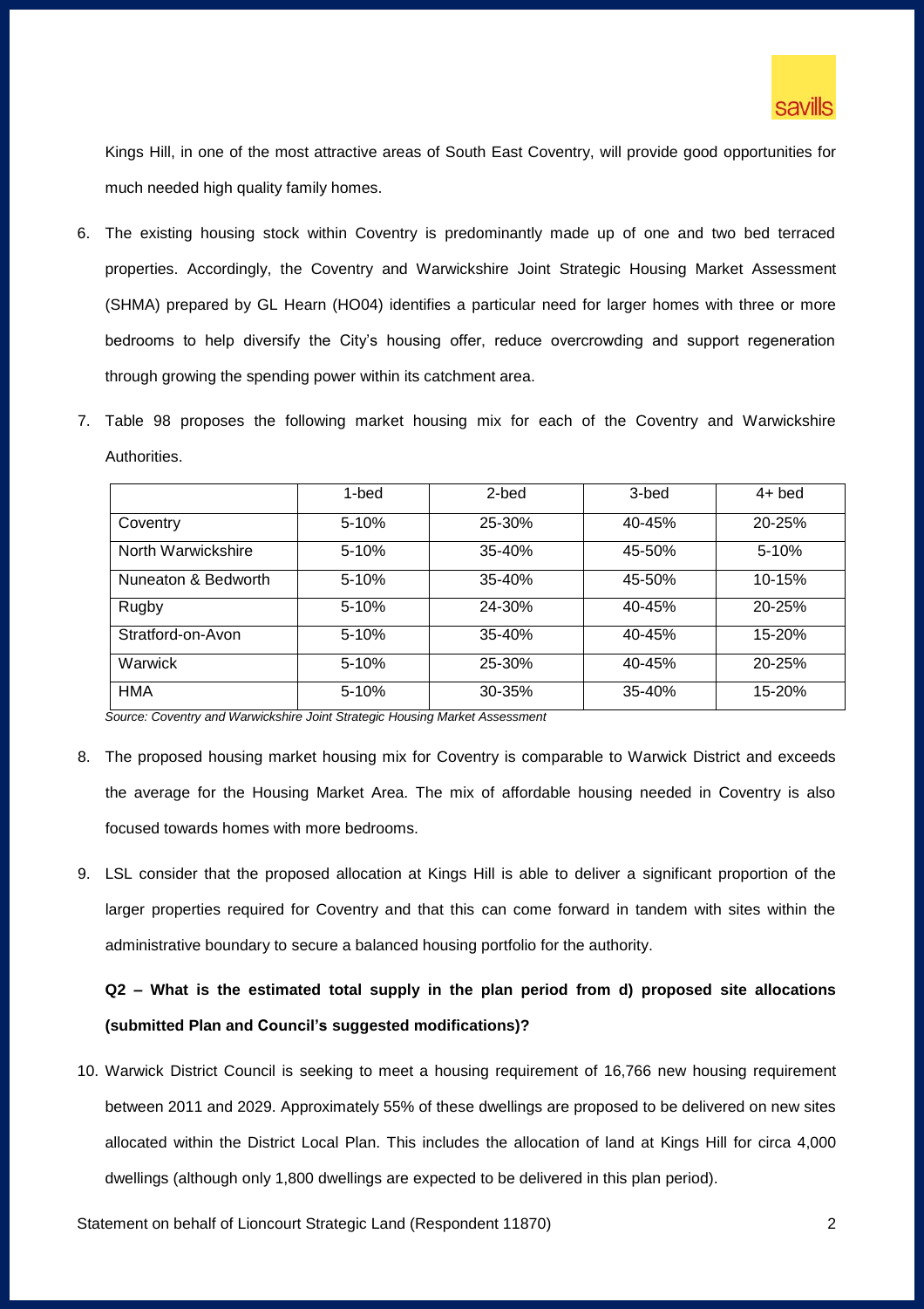Kings Hill, in one of the most attractive areas of South East Coventry, will provide good opportunities for much needed high quality family homes.

6. The existing housing stock within Coventry is predominantly made up of one and two bed terraced properties. Accordingly, the Coventry and Warwickshire Joint Strategic Housing Market Assessment (SHMA) prepared by GL Hearn (HO04) identifies a particular need for larger homes with three or more bedrooms to help diversify the City's housing offer, reduce overcrowding and support regeneration through growing the spending power within its catchment area.

7. Table 98 proposes the following market housing mix for each of the Coventry and Warwickshire Authorities.

| | 1-bed | 2-bed | 3-bed | 4+ bed |
|---|---|---|---|---|
| Coventry | 5-10% | 25-30% | 40-45% | 20-25% |
| North Warwickshire | 5-10% | 35-40% | 45-50% | 5-10% |
| Nuneaton & Bedworth | 5-10% | 35-40% | 45-50% | 10-15% |
| Rugby | 5-10% | 24-30% | 40-45% | 20-25% |
| Stratford-on-Avon | 5-10% | 35-40% | 40-45% | 15-20% |
| Warwick | 5-10% | 25-30% | 40-45% | 20-25% |
| HMA | 5-10% | 30-35% | 35-40% | 15-20% |

*Source: Coventry and Warwickshire Joint Strategic Housing Market Assessment*

8. The proposed housing market housing mix for Coventry is comparable to Warwick District and exceeds the average for the Housing Market Area. The mix of affordable housing needed in Coventry is also focused towards homes with more bedrooms.

9. LSL consider that the proposed allocation at Kings Hill is able to deliver a significant proportion of the larger properties required for Coventry and that this can come forward in tandem with sites within the administrative boundary to secure a balanced housing portfolio for the authority.

**Q2 – What is the estimated total supply in the plan period from d) proposed site allocations (submitted Plan and Council's suggested modifications)?**

10. Warwick District Council is seeking to meet a housing requirement of 16,766 new housing requirement between 2011 and 2029. Approximately 55% of these dwellings are proposed to be delivered on new sites allocated within the District Local Plan. This includes the allocation of land at Kings Hill for circa 4,000 dwellings (although only 1,800 dwellings are expected to be delivered in this plan period).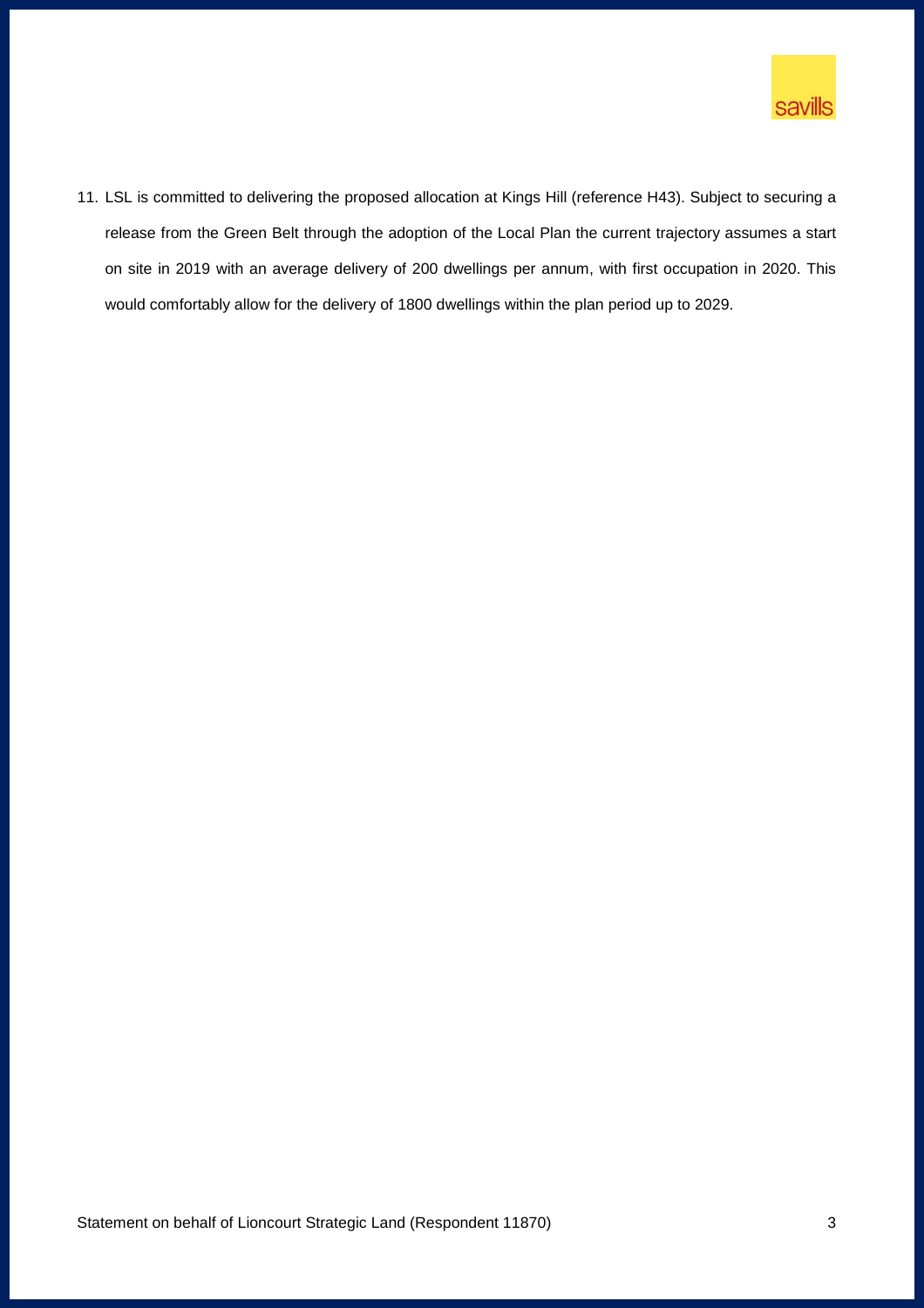11. LSL is committed to delivering the proposed allocation at Kings Hill (reference H43). Subject to securing a release from the Green Belt through the adoption of the Local Plan the current trajectory assumes a start on site in 2019 with an average delivery of 200 dwellings per annum, with first occupation in 2020. This would comfortably allow for the delivery of 1800 dwellings within the plan period up to 2029.